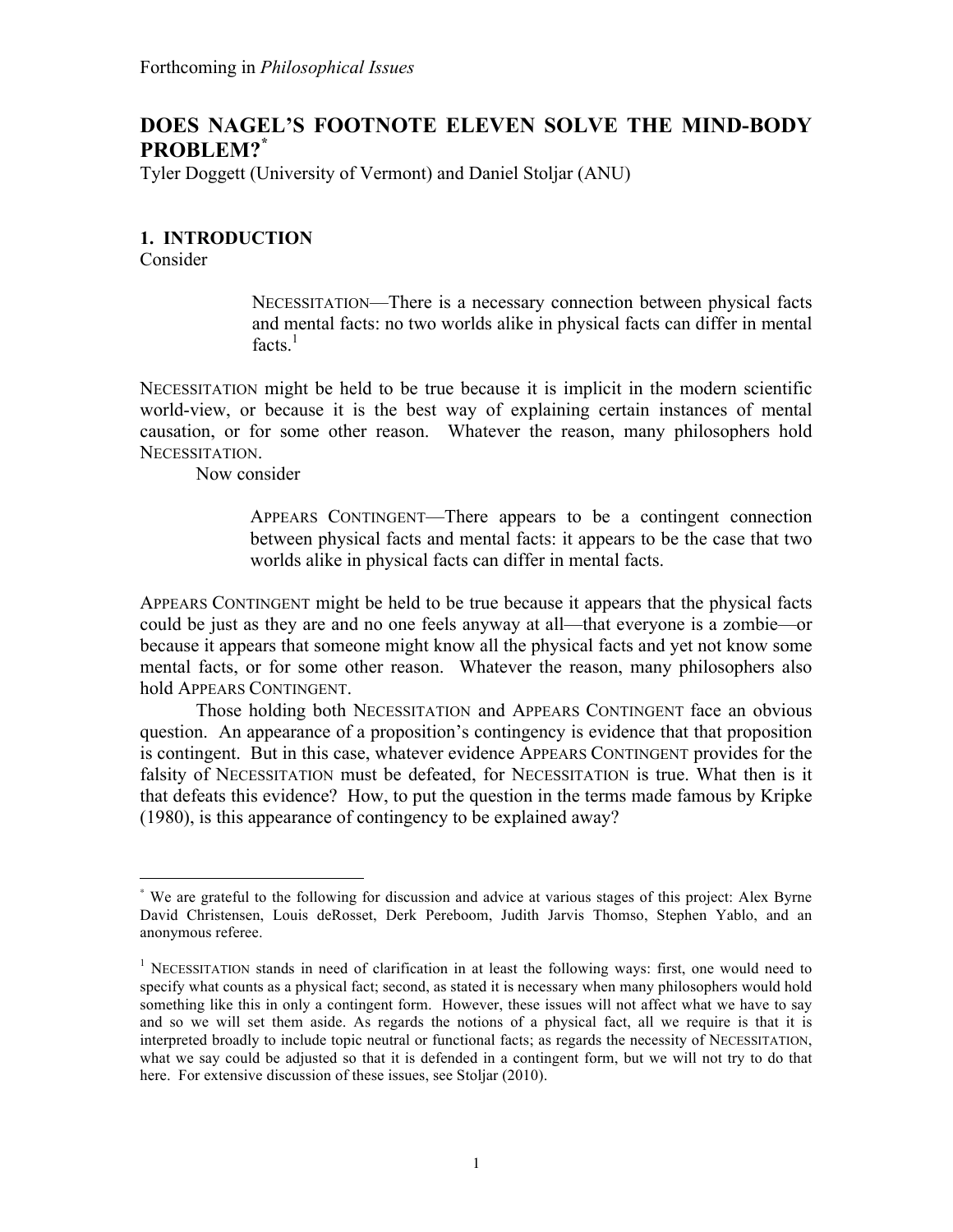Forthcoming in *Philosophical Issues*

# DOES NAGEL'S FOOTNOTE ELEVEN SOLVE THE MIND-BODY PROBLEM?[*]

Tyler Doggett (University of Vermont) and Daniel Stoljar (ANU)

## 1. INTRODUCTION

Consider

> NECESSITATION—There is a necessary connection between physical facts and mental facts: no two worlds alike in physical facts can differ in mental facts.[1]

NECESSITATION might be held to be true because it is implicit in the modern scientific world-view, or because it is the best way of explaining certain instances of mental causation, or for some other reason. Whatever the reason, many philosophers hold NECESSITATION.

Now consider

> APPEARS CONTINGENT—There appears to be a contingent connection between physical facts and mental facts: it appears to be the case that two worlds alike in physical facts can differ in mental facts.

APPEARS CONTINGENT might be held to be true because it appears that the physical facts could be just as they are and no one feels anyway at all—that everyone is a zombie—or because it appears that someone might know all the physical facts and yet not know some mental facts, or for some other reason. Whatever the reason, many philosophers also hold APPEARS CONTINGENT.

Those holding both NECESSITATION and APPEARS CONTINGENT face an obvious question. An appearance of a proposition's contingency is evidence that that proposition is contingent. But in this case, whatever evidence APPEARS CONTINGENT provides for the falsity of NECESSITATION must be defeated, for NECESSITATION is true. What then is it that defeats this evidence? How, to put the question in the terms made famous by Kripke (1980), is this appearance of contingency to be explained away?

---

[*] We are grateful to the following for discussion and advice at various stages of this project: Alex Byrne David Christensen, Louis deRosset, Derk Pereboom, Judith Jarvis Thomso, Stephen Yablo, and an anonymous referee.

[1] NECESSITATION stands in need of clarification in at least the following ways: first, one would need to specify what counts as a physical fact; second, as stated it is necessary when many philosophers would hold something like this in only a contingent form. However, these issues will not affect what we have to say and so we will set them aside. As regards the notions of a physical fact, all we require is that it is interpreted broadly to include topic neutral or functional facts; as regards the necessity of NECESSITATION, what we say could be adjusted so that it is defended in a contingent form, but we will not try to do that here. For extensive discussion of these issues, see Stoljar (2010).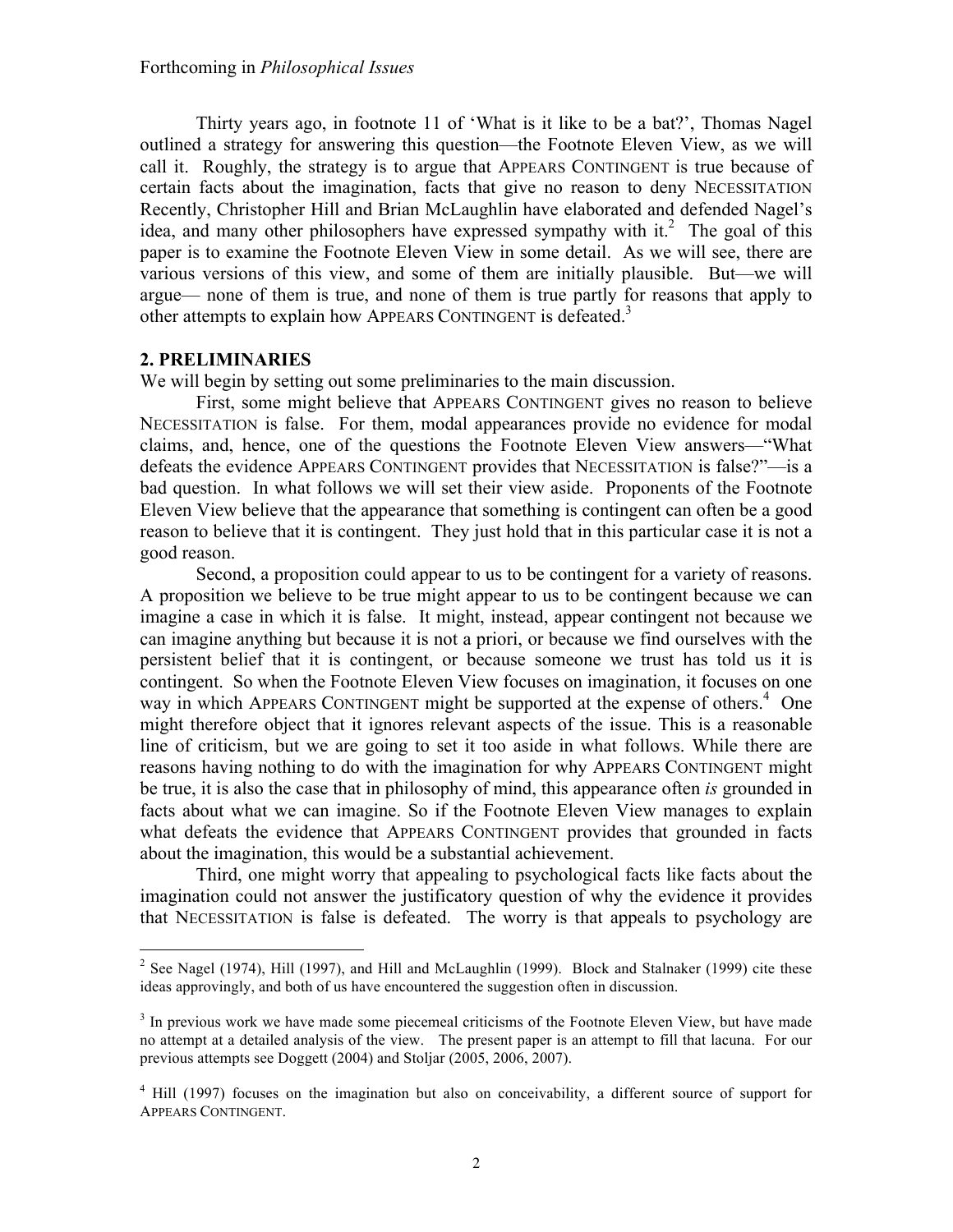Thirty years ago, in footnote 11 of 'What is it like to be a bat?', Thomas Nagel outlined a strategy for answering this question—the Footnote Eleven View, as we will call it. Roughly, the strategy is to argue that APPEARS CONTINGENT is true because of certain facts about the imagination, facts that give no reason to deny NECESSITATION Recently, Christopher Hill and Brian McLaughlin have elaborated and defended Nagel's idea, and many other philosophers have expressed sympathy with it.[2] The goal of this paper is to examine the Footnote Eleven View in some detail. As we will see, there are various versions of this view, and some of them are initially plausible. But—we will argue— none of them is true, and none of them is true partly for reasons that apply to other attempts to explain how APPEARS CONTINGENT is defeated.[3]

## 2. PRELIMINARIES

We will begin by setting out some preliminaries to the main discussion.

First, some might believe that APPEARS CONTINGENT gives no reason to believe NECESSITATION is false. For them, modal appearances provide no evidence for modal claims, and, hence, one of the questions the Footnote Eleven View answers—"What defeats the evidence APPEARS CONTINGENT provides that NECESSITATION is false?"—is a bad question. In what follows we will set their view aside. Proponents of the Footnote Eleven View believe that the appearance that something is contingent can often be a good reason to believe that it is contingent. They just hold that in this particular case it is not a good reason.

Second, a proposition could appear to us to be contingent for a variety of reasons. A proposition we believe to be true might appear to us to be contingent because we can imagine a case in which it is false. It might, instead, appear contingent not because we can imagine anything but because it is not a priori, or because we find ourselves with the persistent belief that it is contingent, or because someone we trust has told us it is contingent. So when the Footnote Eleven View focuses on imagination, it focuses on one way in which APPEARS CONTINGENT might be supported at the expense of others.[4] One might therefore object that it ignores relevant aspects of the issue. This is a reasonable line of criticism, but we are going to set it too aside in what follows. While there are reasons having nothing to do with the imagination for why APPEARS CONTINGENT might be true, it is also the case that in philosophy of mind, this appearance often *is* grounded in facts about what we can imagine. So if the Footnote Eleven View manages to explain what defeats the evidence that APPEARS CONTINGENT provides that grounded in facts about the imagination, this would be a substantial achievement.

Third, one might worry that appealing to psychological facts like facts about the imagination could not answer the justificatory question of why the evidence it provides that NECESSITATION is false is defeated. The worry is that appeals to psychology are

---

[2] See Nagel (1974), Hill (1997), and Hill and McLaughlin (1999). Block and Stalnaker (1999) cite these ideas approvingly, and both of us have encountered the suggestion often in discussion.

[3] In previous work we have made some piecemeal criticisms of the Footnote Eleven View, but have made no attempt at a detailed analysis of the view. The present paper is an attempt to fill that lacuna. For our previous attempts see Doggett (2004) and Stoljar (2005, 2006, 2007).

[4] Hill (1997) focuses on the imagination but also on conceivability, a different source of support for APPEARS CONTINGENT.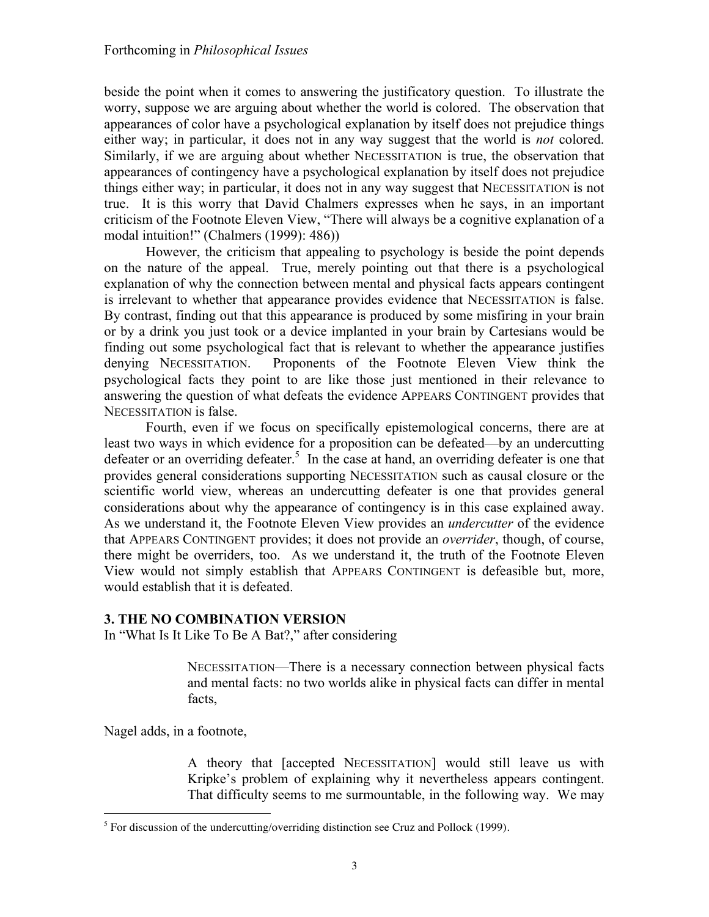beside the point when it comes to answering the justificatory question. To illustrate the worry, suppose we are arguing about whether the world is colored. The observation that appearances of color have a psychological explanation by itself does not prejudice things either way; in particular, it does not in any way suggest that the world is *not* colored. Similarly, if we are arguing about whether NECESSITATION is true, the observation that appearances of contingency have a psychological explanation by itself does not prejudice things either way; in particular, it does not in any way suggest that NECESSITATION is not true. It is this worry that David Chalmers expresses when he says, in an important criticism of the Footnote Eleven View, "There will always be a cognitive explanation of a modal intuition!" (Chalmers (1999): 486))

However, the criticism that appealing to psychology is beside the point depends on the nature of the appeal. True, merely pointing out that there is a psychological explanation of why the connection between mental and physical facts appears contingent is irrelevant to whether that appearance provides evidence that NECESSITATION is false. By contrast, finding out that this appearance is produced by some misfiring in your brain or by a drink you just took or a device implanted in your brain by Cartesians would be finding out some psychological fact that is relevant to whether the appearance justifies denying NECESSITATION. Proponents of the Footnote Eleven View think the psychological facts they point to are like those just mentioned in their relevance to answering the question of what defeats the evidence APPEARS CONTINGENT provides that NECESSITATION is false.

Fourth, even if we focus on specifically epistemological concerns, there are at least two ways in which evidence for a proposition can be defeated—by an undercutting defeater or an overriding defeater.[5] In the case at hand, an overriding defeater is one that provides general considerations supporting NECESSITATION such as causal closure or the scientific world view, whereas an undercutting defeater is one that provides general considerations about why the appearance of contingency is in this case explained away. As we understand it, the Footnote Eleven View provides an *undercutter* of the evidence that APPEARS CONTINGENT provides; it does not provide an *overrider*, though, of course, there might be overriders, too. As we understand it, the truth of the Footnote Eleven View would not simply establish that APPEARS CONTINGENT is defeasible but, more, would establish that it is defeated.

## 3. THE NO COMBINATION VERSION

In "What Is It Like To Be A Bat?," after considering

> NECESSITATION—There is a necessary connection between physical facts and mental facts: no two worlds alike in physical facts can differ in mental facts,

Nagel adds, in a footnote,

> A theory that [accepted NECESSITATION] would still leave us with Kripke's problem of explaining why it nevertheless appears contingent. That difficulty seems to me surmountable, in the following way. We may

[5] For discussion of the undercutting/overriding distinction see Cruz and Pollock (1999).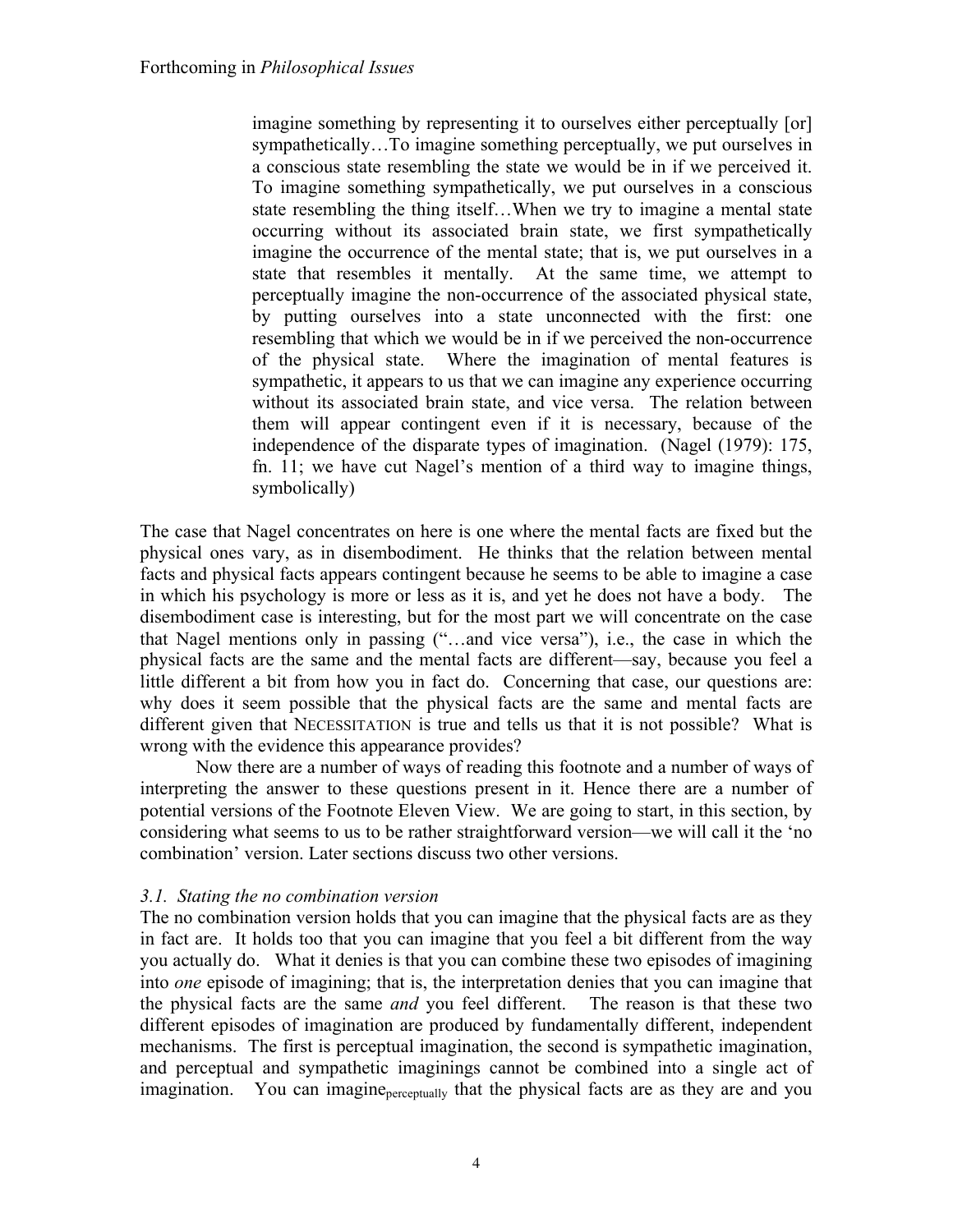> imagine something by representing it to ourselves either perceptually [or] sympathetically…To imagine something perceptually, we put ourselves in a conscious state resembling the state we would be in if we perceived it. To imagine something sympathetically, we put ourselves in a conscious state resembling the thing itself…When we try to imagine a mental state occurring without its associated brain state, we first sympathetically imagine the occurrence of the mental state; that is, we put ourselves in a state that resembles it mentally. At the same time, we attempt to perceptually imagine the non-occurrence of the associated physical state, by putting ourselves into a state unconnected with the first: one resembling that which we would be in if we perceived the non-occurrence of the physical state. Where the imagination of mental features is sympathetic, it appears to us that we can imagine any experience occurring without its associated brain state, and vice versa. The relation between them will appear contingent even if it is necessary, because of the independence of the disparate types of imagination. (Nagel (1979): 175, fn. 11; we have cut Nagel's mention of a third way to imagine things, symbolically)

The case that Nagel concentrates on here is one where the mental facts are fixed but the physical ones vary, as in disembodiment. He thinks that the relation between mental facts and physical facts appears contingent because he seems to be able to imagine a case in which his psychology is more or less as it is, and yet he does not have a body. The disembodiment case is interesting, but for the most part we will concentrate on the case that Nagel mentions only in passing ("…and vice versa"), i.e., the case in which the physical facts are the same and the mental facts are different—say, because you feel a little different a bit from how you in fact do. Concerning that case, our questions are: why does it seem possible that the physical facts are the same and mental facts are different given that NECESSITATION is true and tells us that it is not possible? What is wrong with the evidence this appearance provides?

Now there are a number of ways of reading this footnote and a number of ways of interpreting the answer to these questions present in it. Hence there are a number of potential versions of the Footnote Eleven View. We are going to start, in this section, by considering what seems to us to be rather straightforward version—we will call it the 'no combination' version. Later sections discuss two other versions.

### *3.1. Stating the no combination version*

The no combination version holds that you can imagine that the physical facts are as they in fact are. It holds too that you can imagine that you feel a bit different from the way you actually do. What it denies is that you can combine these two episodes of imagining into *one* episode of imagining; that is, the interpretation denies that you can imagine that the physical facts are the same *and* you feel different. The reason is that these two different episodes of imagination are produced by fundamentally different, independent mechanisms. The first is perceptual imagination, the second is sympathetic imagination, and perceptual and sympathetic imaginings cannot be combined into a single act of imagination. You can imagine$_{\text{perceptually}}$ that the physical facts are as they are and you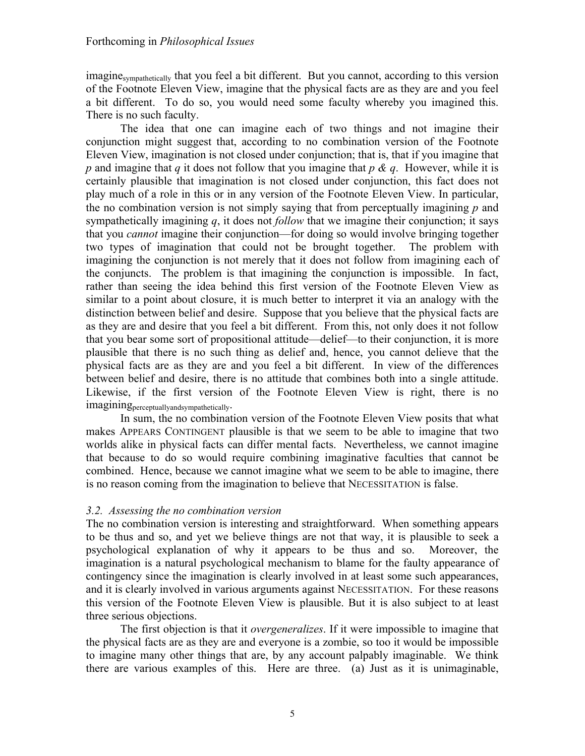imagine$_{\text{sympathetically}}$ that you feel a bit different. But you cannot, according to this version of the Footnote Eleven View, imagine that the physical facts are as they are and you feel a bit different. To do so, you would need some faculty whereby you imagined this. There is no such faculty.

The idea that one can imagine each of two things and not imagine their conjunction might suggest that, according to no combination version of the Footnote Eleven View, imagination is not closed under conjunction; that is, that if you imagine that *p* and imagine that *q* it does not follow that you imagine that *p & q*. However, while it is certainly plausible that imagination is not closed under conjunction, this fact does not play much of a role in this or in any version of the Footnote Eleven View. In particular, the no combination version is not simply saying that from perceptually imagining *p* and sympathetically imagining *q*, it does not *follow* that we imagine their conjunction; it says that you *cannot* imagine their conjunction—for doing so would involve bringing together two types of imagination that could not be brought together. The problem with imagining the conjunction is not merely that it does not follow from imagining each of the conjuncts. The problem is that imagining the conjunction is impossible. In fact, rather than seeing the idea behind this first version of the Footnote Eleven View as similar to a point about closure, it is much better to interpret it via an analogy with the distinction between belief and desire. Suppose that you believe that the physical facts are as they are and desire that you feel a bit different. From this, not only does it not follow that you bear some sort of propositional attitude—delief—to their conjunction, it is more plausible that there is no such thing as delief and, hence, you cannot delieve that the physical facts are as they are and you feel a bit different. In view of the differences between belief and desire, there is no attitude that combines both into a single attitude. Likewise, if the first version of the Footnote Eleven View is right, there is no imagining$_{\text{perceptuallyandsympathetically}}$.

In sum, the no combination version of the Footnote Eleven View posits that what makes APPEARS CONTINGENT plausible is that we seem to be able to imagine that two worlds alike in physical facts can differ mental facts. Nevertheless, we cannot imagine that because to do so would require combining imaginative faculties that cannot be combined. Hence, because we cannot imagine what we seem to be able to imagine, there is no reason coming from the imagination to believe that NECESSITATION is false.

### *3.2. Assessing the no combination version*

The no combination version is interesting and straightforward. When something appears to be thus and so, and yet we believe things are not that way, it is plausible to seek a psychological explanation of why it appears to be thus and so. Moreover, the imagination is a natural psychological mechanism to blame for the faulty appearance of contingency since the imagination is clearly involved in at least some such appearances, and it is clearly involved in various arguments against NECESSITATION. For these reasons this version of the Footnote Eleven View is plausible. But it is also subject to at least three serious objections.

The first objection is that it *overgeneralizes*. If it were impossible to imagine that the physical facts are as they are and everyone is a zombie, so too it would be impossible to imagine many other things that are, by any account palpably imaginable. We think there are various examples of this. Here are three. (a) Just as it is unimaginable,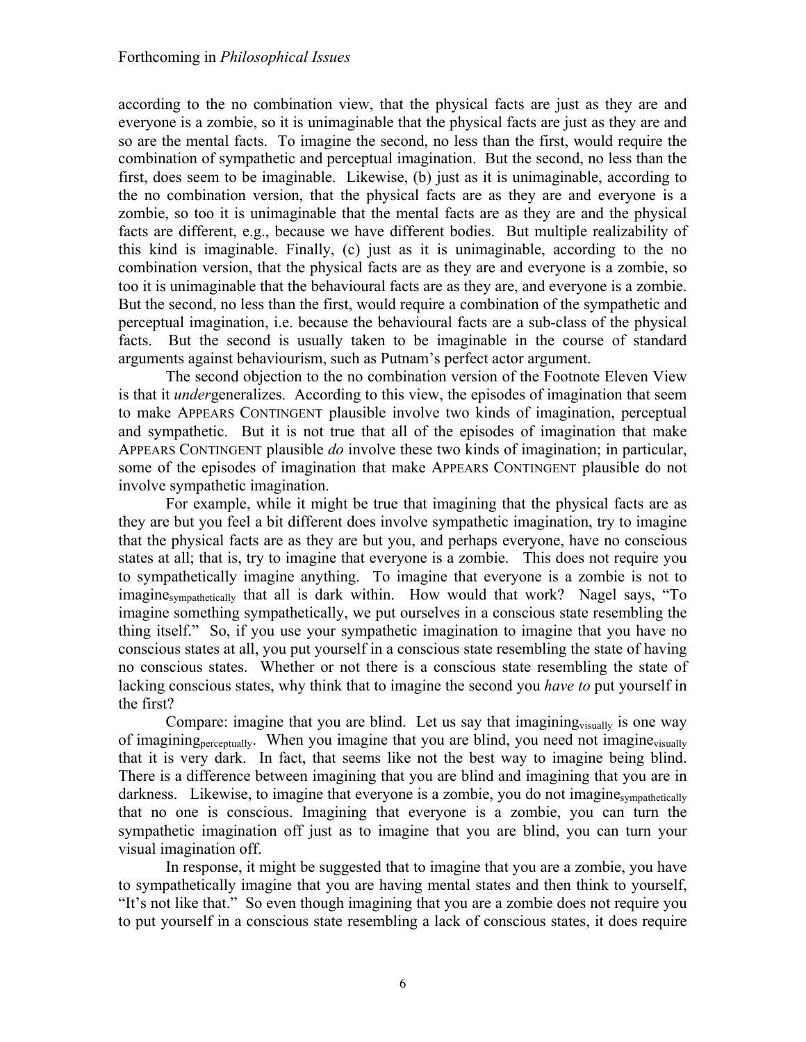according to the no combination view, that the physical facts are just as they are and everyone is a zombie, so it is unimaginable that the physical facts are just as they are and so are the mental facts. To imagine the second, no less than the first, would require the combination of sympathetic and perceptual imagination. But the second, no less than the first, does seem to be imaginable. Likewise, (b) just as it is unimaginable, according to the no combination version, that the physical facts are as they are and everyone is a zombie, so too it is unimaginable that the mental facts are as they are and the physical facts are different, e.g., because we have different bodies. But multiple realizability of this kind is imaginable. Finally, (c) just as it is unimaginable, according to the no combination version, that the physical facts are as they are and everyone is a zombie, so too it is unimaginable that the behavioural facts are as they are, and everyone is a zombie. But the second, no less than the first, would require a combination of the sympathetic and perceptual imagination, i.e. because the behavioural facts are a sub-class of the physical facts. But the second is usually taken to be imaginable in the course of standard arguments against behaviourism, such as Putnam's perfect actor argument.

The second objection to the no combination version of the Footnote Eleven View is that it *under*generalizes. According to this view, the episodes of imagination that seem to make APPEARS CONTINGENT plausible involve two kinds of imagination, perceptual and sympathetic. But it is not true that all of the episodes of imagination that make APPEARS CONTINGENT plausible *do* involve these two kinds of imagination; in particular, some of the episodes of imagination that make APPEARS CONTINGENT plausible do not involve sympathetic imagination.

For example, while it might be true that imagining that the physical facts are as they are but you feel a bit different does involve sympathetic imagination, try to imagine that the physical facts are as they are but you, and perhaps everyone, have no conscious states at all; that is, try to imagine that everyone is a zombie. This does not require you to sympathetically imagine anything. To imagine that everyone is a zombie is not to $\text{imagine}_{\text{sympathetically}}$ that all is dark within. How would that work? Nagel says, "To imagine something sympathetically, we put ourselves in a conscious state resembling the thing itself." So, if you use your sympathetic imagination to imagine that you have no conscious states at all, you put yourself in a conscious state resembling the state of having no conscious states. Whether or not there is a conscious state resembling the state of lacking conscious states, why think that to imagine the second you *have to* put yourself in the first?

Compare: imagine that you are blind. Let us say that $\text{imagining}_{\text{visually}}$ is one way of $\text{imagining}_{\text{perceptually}}$. When you imagine that you are blind, you need not $\text{imagine}_{\text{visually}}$ that it is very dark. In fact, that seems like not the best way to imagine being blind. There is a difference between imagining that you are blind and imagining that you are in darkness. Likewise, to imagine that everyone is a zombie, you do not $\text{imagine}_{\text{sympathetically}}$ that no one is conscious. Imagining that everyone is a zombie, you can turn the sympathetic imagination off just as to imagine that you are blind, you can turn your visual imagination off.

In response, it might be suggested that to imagine that you are a zombie, you have to sympathetically imagine that you are having mental states and then think to yourself, "It's not like that." So even though imagining that you are a zombie does not require you to put yourself in a conscious state resembling a lack of conscious states, it does require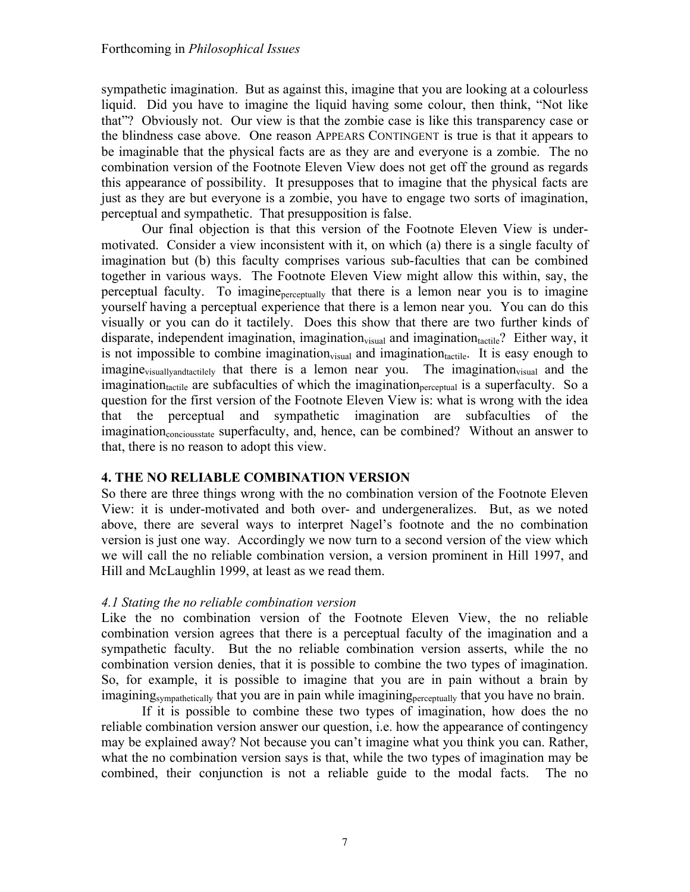sympathetic imagination. But as against this, imagine that you are looking at a colourless liquid. Did you have to imagine the liquid having some colour, then think, "Not like that"? Obviously not. Our view is that the zombie case is like this transparency case or the blindness case above. One reason APPEARS CONTINGENT is true is that it appears to be imaginable that the physical facts are as they are and everyone is a zombie. The no combination version of the Footnote Eleven View does not get off the ground as regards this appearance of possibility. It presupposes that to imagine that the physical facts are just as they are but everyone is a zombie, you have to engage two sorts of imagination, perceptual and sympathetic. That presupposition is false.

Our final objection is that this version of the Footnote Eleven View is under-motivated. Consider a view inconsistent with it, on which (a) there is a single faculty of imagination but (b) this faculty comprises various sub-faculties that can be combined together in various ways. The Footnote Eleven View might allow this within, say, the perceptual faculty. To $\text{imagine}_{\text{perceptually}}$ that there is a lemon near you is to imagine yourself having a perceptual experience that there is a lemon near you. You can do this visually or you can do it tactilely. Does this show that there are two further kinds of disparate, independent imagination, $\text{imagination}_{\text{visual}}$ and $\text{imagination}_{\text{tactile}}$? Either way, it is not impossible to combine $\text{imagination}_{\text{visual}}$ and $\text{imagination}_{\text{tactile}}$. It is easy enough to $\text{imagine}_{\text{visuallyandtactilely}}$ that there is a lemon near you. The $\text{imagination}_{\text{visual}}$ and the $\text{imagination}_{\text{tactile}}$ are subfaculties of which the $\text{imagination}_{\text{perceptual}}$ is a superfaculty. So a question for the first version of the Footnote Eleven View is: what is wrong with the idea that the perceptual and sympathetic imagination are subfaculties of the $\text{imagination}_{\text{conciousstate}}$ superfaculty, and, hence, can be combined? Without an answer to that, there is no reason to adopt this view.

## 4. THE NO RELIABLE COMBINATION VERSION

So there are three things wrong with the no combination version of the Footnote Eleven View: it is under-motivated and both over- and undergeneralizes. But, as we noted above, there are several ways to interpret Nagel's footnote and the no combination version is just one way. Accordingly we now turn to a second version of the view which we will call the no reliable combination version, a version prominent in Hill 1997, and Hill and McLaughlin 1999, at least as we read them.

### *4.1 Stating the no reliable combination version*

Like the no combination version of the Footnote Eleven View, the no reliable combination version agrees that there is a perceptual faculty of the imagination and a sympathetic faculty. But the no reliable combination version asserts, while the no combination version denies, that it is possible to combine the two types of imagination. So, for example, it is possible to imagine that you are in pain without a brain by $\text{imagining}_{\text{sympathetically}}$ that you are in pain while $\text{imagining}_{\text{perceptually}}$ that you have no brain.

If it is possible to combine these two types of imagination, how does the no reliable combination version answer our question, i.e. how the appearance of contingency may be explained away? Not because you can't imagine what you think you can. Rather, what the no combination version says is that, while the two types of imagination may be combined, their conjunction is not a reliable guide to the modal facts. The no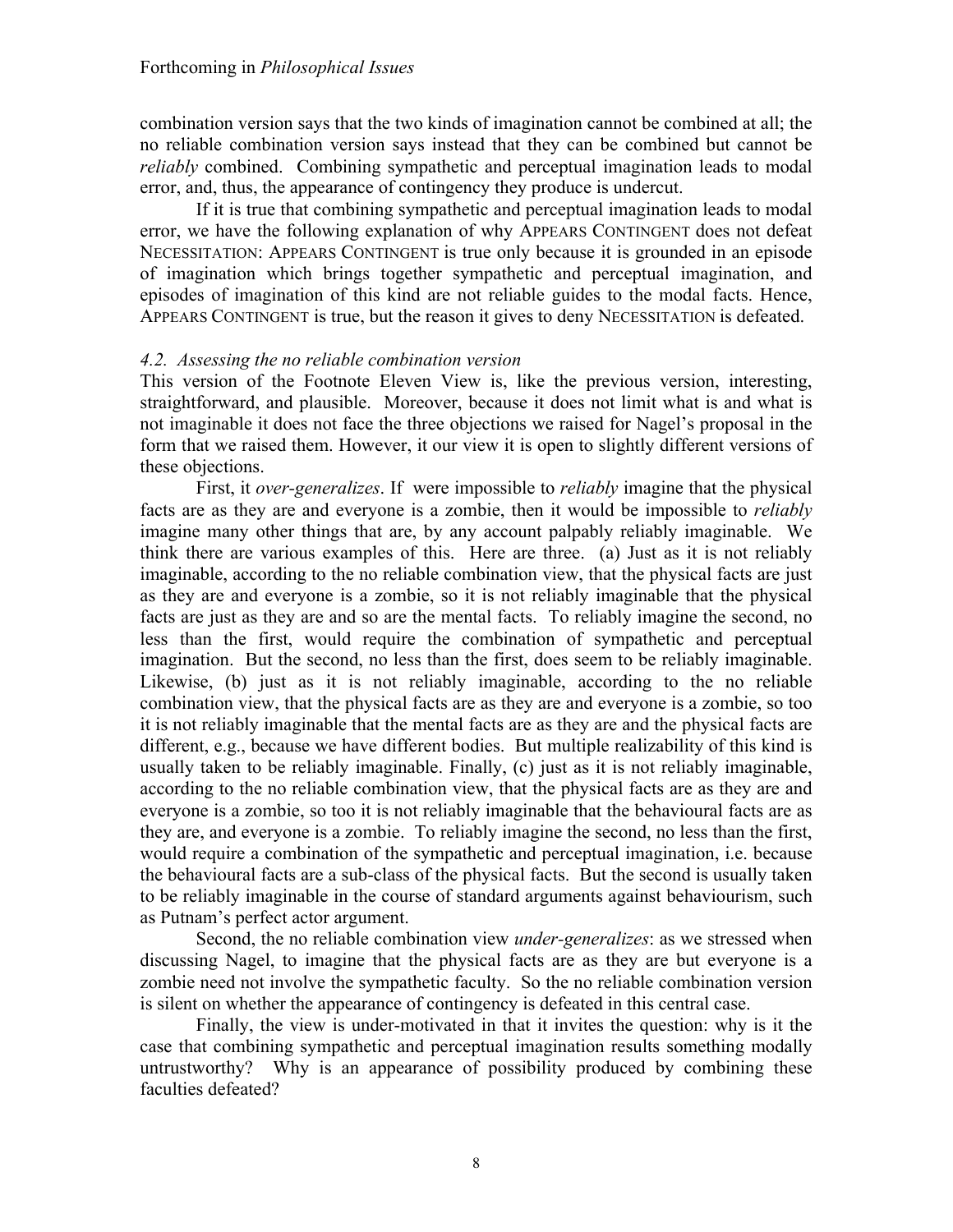combination version says that the two kinds of imagination cannot be combined at all; the no reliable combination version says instead that they can be combined but cannot be *reliably* combined. Combining sympathetic and perceptual imagination leads to modal error, and, thus, the appearance of contingency they produce is undercut.

If it is true that combining sympathetic and perceptual imagination leads to modal error, we have the following explanation of why APPEARS CONTINGENT does not defeat NECESSITATION: APPEARS CONTINGENT is true only because it is grounded in an episode of imagination which brings together sympathetic and perceptual imagination, and episodes of imagination of this kind are not reliable guides to the modal facts. Hence, APPEARS CONTINGENT is true, but the reason it gives to deny NECESSITATION is defeated.

### *4.2. Assessing the no reliable combination version*

This version of the Footnote Eleven View is, like the previous version, interesting, straightforward, and plausible. Moreover, because it does not limit what is and what is not imaginable it does not face the three objections we raised for Nagel's proposal in the form that we raised them. However, it our view it is open to slightly different versions of these objections.

First, it *over-generalizes*. If were impossible to *reliably* imagine that the physical facts are as they are and everyone is a zombie, then it would be impossible to *reliably* imagine many other things that are, by any account palpably reliably imaginable. We think there are various examples of this. Here are three. (a) Just as it is not reliably imaginable, according to the no reliable combination view, that the physical facts are just as they are and everyone is a zombie, so it is not reliably imaginable that the physical facts are just as they are and so are the mental facts. To reliably imagine the second, no less than the first, would require the combination of sympathetic and perceptual imagination. But the second, no less than the first, does seem to be reliably imaginable. Likewise, (b) just as it is not reliably imaginable, according to the no reliable combination view, that the physical facts are as they are and everyone is a zombie, so too it is not reliably imaginable that the mental facts are as they are and the physical facts are different, e.g., because we have different bodies. But multiple realizability of this kind is usually taken to be reliably imaginable. Finally, (c) just as it is not reliably imaginable, according to the no reliable combination view, that the physical facts are as they are and everyone is a zombie, so too it is not reliably imaginable that the behavioural facts are as they are, and everyone is a zombie. To reliably imagine the second, no less than the first, would require a combination of the sympathetic and perceptual imagination, i.e. because the behavioural facts are a sub-class of the physical facts. But the second is usually taken to be reliably imaginable in the course of standard arguments against behaviourism, such as Putnam's perfect actor argument.

Second, the no reliable combination view *under-generalizes*: as we stressed when discussing Nagel, to imagine that the physical facts are as they are but everyone is a zombie need not involve the sympathetic faculty. So the no reliable combination version is silent on whether the appearance of contingency is defeated in this central case.

Finally, the view is under-motivated in that it invites the question: why is it the case that combining sympathetic and perceptual imagination results something modally untrustworthy? Why is an appearance of possibility produced by combining these faculties defeated?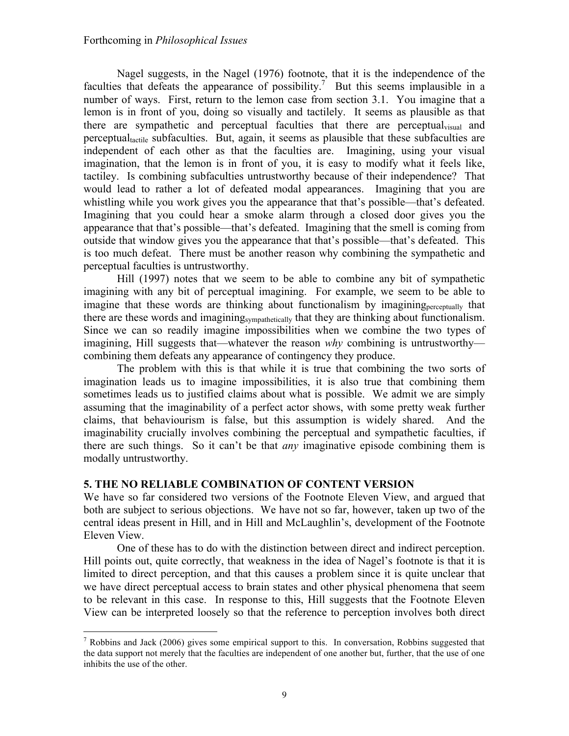Nagel suggests, in the Nagel (1976) footnote, that it is the independence of the faculties that defeats the appearance of possibility.[7] But this seems implausible in a number of ways. First, return to the lemon case from section 3.1. You imagine that a lemon is in front of you, doing so visually and tactilely. It seems as plausible as that there are sympathetic and perceptual faculties that there are perceptual$_{visual}$ and perceptual$_{tactile}$ subfaculties. But, again, it seems as plausible that these subfaculties are independent of each other as that the faculties are. Imagining, using your visual imagination, that the lemon is in front of you, it is easy to modify what it feels like, tactiley. Is combining subfaculties untrustworthy because of their independence? That would lead to rather a lot of defeated modal appearances. Imagining that you are whistling while you work gives you the appearance that that's possible—that's defeated. Imagining that you could hear a smoke alarm through a closed door gives you the appearance that that's possible—that's defeated. Imagining that the smell is coming from outside that window gives you the appearance that that's possible—that's defeated. This is too much defeat. There must be another reason why combining the sympathetic and perceptual faculties is untrustworthy.

Hill (1997) notes that we seem to be able to combine any bit of sympathetic imagining with any bit of perceptual imagining. For example, we seem to be able to imagine that these words are thinking about functionalism by imagining$_{perceptually}$ that there are these words and imagining$_{sympathetically}$ that they are thinking about functionalism. Since we can so readily imagine impossibilities when we combine the two types of imagining, Hill suggests that—whatever the reason *why* combining is untrustworthy—combining them defeats any appearance of contingency they produce.

The problem with this is that while it is true that combining the two sorts of imagination leads us to imagine impossibilities, it is also true that combining them sometimes leads us to justified claims about what is possible. We admit we are simply assuming that the imaginability of a perfect actor shows, with some pretty weak further claims, that behaviourism is false, but this assumption is widely shared. And the imaginability crucially involves combining the perceptual and sympathetic faculties, if there are such things. So it can't be that *any* imaginative episode combining them is modally untrustworthy.

## 5. THE NO RELIABLE COMBINATION OF CONTENT VERSION

We have so far considered two versions of the Footnote Eleven View, and argued that both are subject to serious objections. We have not so far, however, taken up two of the central ideas present in Hill, and in Hill and McLaughlin's, development of the Footnote Eleven View.

One of these has to do with the distinction between direct and indirect perception. Hill points out, quite correctly, that weakness in the idea of Nagel's footnote is that it is limited to direct perception, and that this causes a problem since it is quite unclear that we have direct perceptual access to brain states and other physical phenomena that seem to be relevant in this case. In response to this, Hill suggests that the Footnote Eleven View can be interpreted loosely so that the reference to perception involves both direct

[7] Robbins and Jack (2006) gives some empirical support to this. In conversation, Robbins suggested that the data support not merely that the faculties are independent of one another but, further, that the use of one inhibits the use of the other.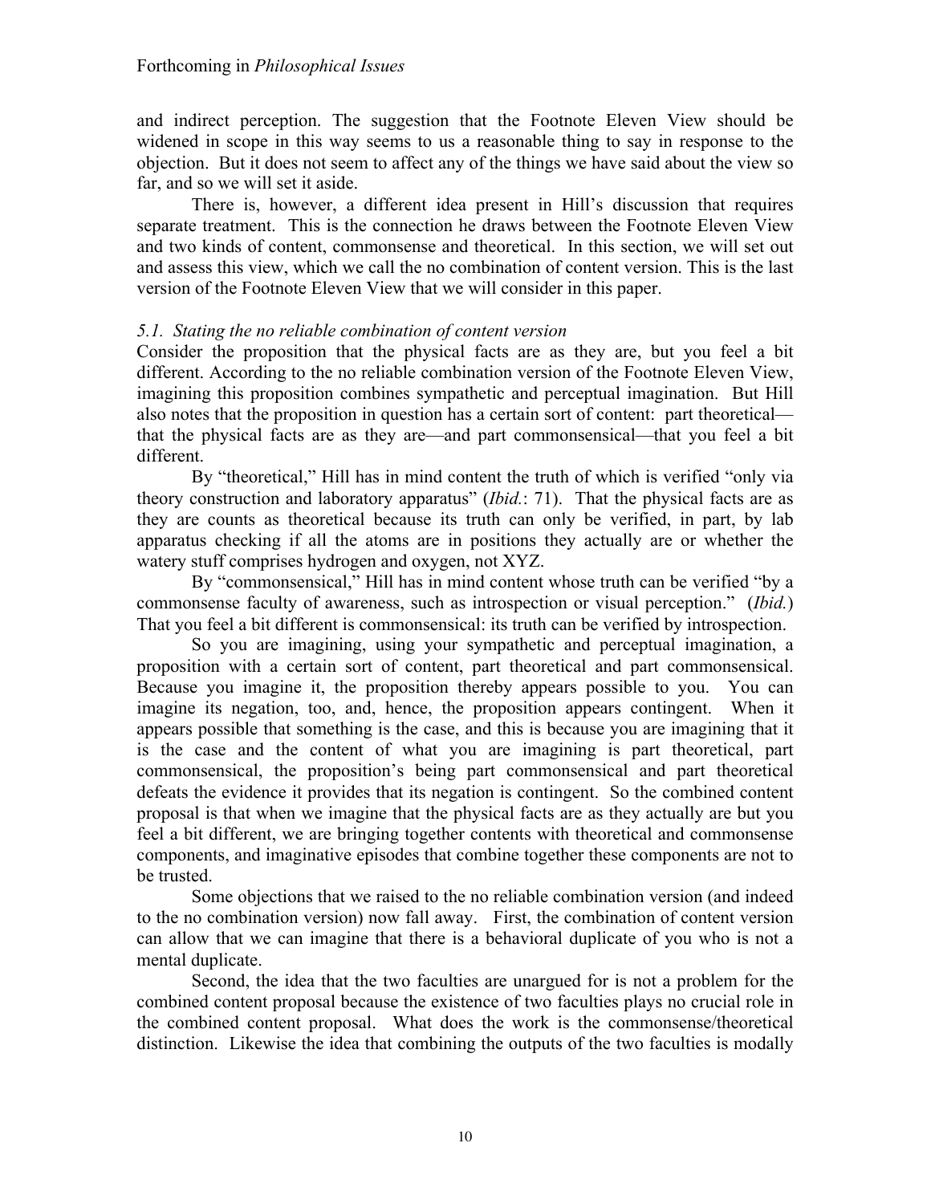and indirect perception. The suggestion that the Footnote Eleven View should be widened in scope in this way seems to us a reasonable thing to say in response to the objection. But it does not seem to affect any of the things we have said about the view so far, and so we will set it aside.

There is, however, a different idea present in Hill's discussion that requires separate treatment. This is the connection he draws between the Footnote Eleven View and two kinds of content, commonsense and theoretical. In this section, we will set out and assess this view, which we call the no combination of content version. This is the last version of the Footnote Eleven View that we will consider in this paper.

### *5.1. Stating the no reliable combination of content version*

Consider the proposition that the physical facts are as they are, but you feel a bit different. According to the no reliable combination version of the Footnote Eleven View, imagining this proposition combines sympathetic and perceptual imagination. But Hill also notes that the proposition in question has a certain sort of content: part theoretical—that the physical facts are as they are—and part commonsensical—that you feel a bit different.

By "theoretical," Hill has in mind content the truth of which is verified "only via theory construction and laboratory apparatus" (*Ibid.*: 71). That the physical facts are as they are counts as theoretical because its truth can only be verified, in part, by lab apparatus checking if all the atoms are in positions they actually are or whether the watery stuff comprises hydrogen and oxygen, not XYZ.

By "commonsensical," Hill has in mind content whose truth can be verified "by a commonsense faculty of awareness, such as introspection or visual perception." (*Ibid.*) That you feel a bit different is commonsensical: its truth can be verified by introspection.

So you are imagining, using your sympathetic and perceptual imagination, a proposition with a certain sort of content, part theoretical and part commonsensical. Because you imagine it, the proposition thereby appears possible to you. You can imagine its negation, too, and, hence, the proposition appears contingent. When it appears possible that something is the case, and this is because you are imagining that it is the case and the content of what you are imagining is part theoretical, part commonsensical, the proposition's being part commonsensical and part theoretical defeats the evidence it provides that its negation is contingent. So the combined content proposal is that when we imagine that the physical facts are as they actually are but you feel a bit different, we are bringing together contents with theoretical and commonsense components, and imaginative episodes that combine together these components are not to be trusted.

Some objections that we raised to the no reliable combination version (and indeed to the no combination version) now fall away. First, the combination of content version can allow that we can imagine that there is a behavioral duplicate of you who is not a mental duplicate.

Second, the idea that the two faculties are unargued for is not a problem for the combined content proposal because the existence of two faculties plays no crucial role in the combined content proposal. What does the work is the commonsense/theoretical distinction. Likewise the idea that combining the outputs of the two faculties is modally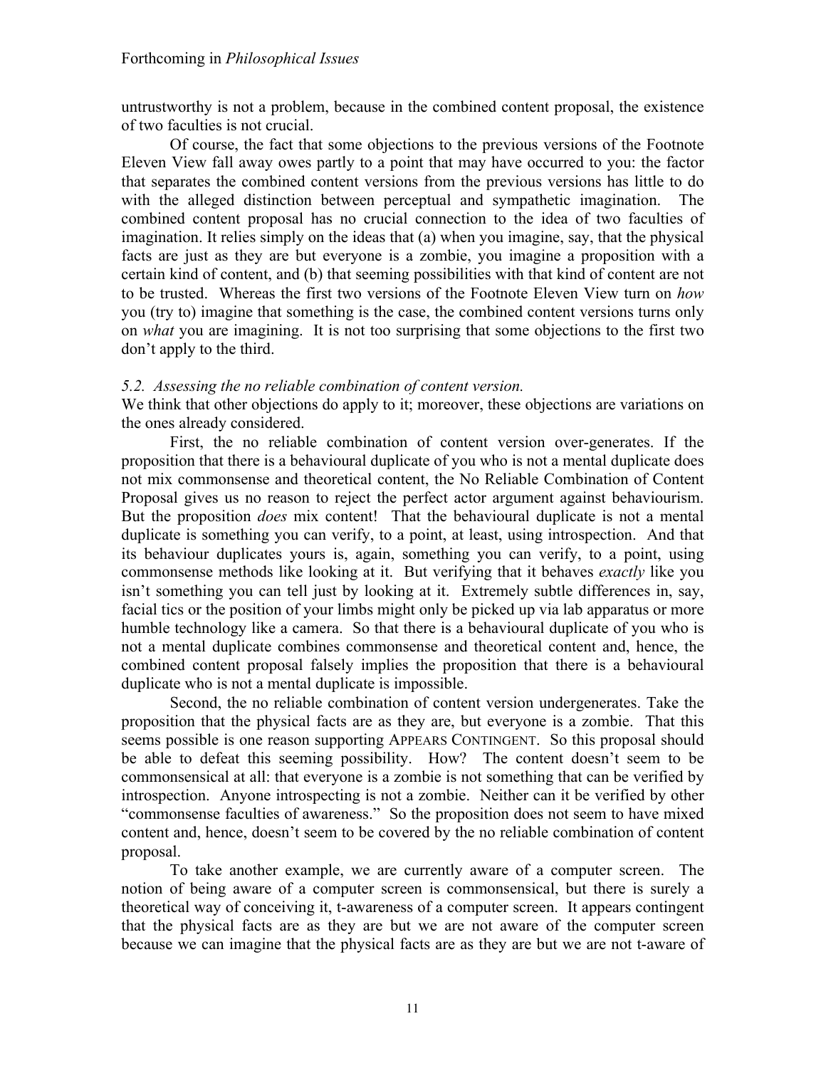untrustworthy is not a problem, because in the combined content proposal, the existence of two faculties is not crucial.

Of course, the fact that some objections to the previous versions of the Footnote Eleven View fall away owes partly to a point that may have occurred to you: the factor that separates the combined content versions from the previous versions has little to do with the alleged distinction between perceptual and sympathetic imagination. The combined content proposal has no crucial connection to the idea of two faculties of imagination. It relies simply on the ideas that (a) when you imagine, say, that the physical facts are just as they are but everyone is a zombie, you imagine a proposition with a certain kind of content, and (b) that seeming possibilities with that kind of content are not to be trusted. Whereas the first two versions of the Footnote Eleven View turn on *how* you (try to) imagine that something is the case, the combined content versions turns only on *what* you are imagining. It is not too surprising that some objections to the first two don't apply to the third.

*5.2. Assessing the no reliable combination of content version.*

We think that other objections do apply to it; moreover, these objections are variations on the ones already considered.

First, the no reliable combination of content version over-generates. If the proposition that there is a behavioural duplicate of you who is not a mental duplicate does not mix commonsense and theoretical content, the No Reliable Combination of Content Proposal gives us no reason to reject the perfect actor argument against behaviourism. But the proposition *does* mix content! That the behavioural duplicate is not a mental duplicate is something you can verify, to a point, at least, using introspection. And that its behaviour duplicates yours is, again, something you can verify, to a point, using commonsense methods like looking at it. But verifying that it behaves *exactly* like you isn't something you can tell just by looking at it. Extremely subtle differences in, say, facial tics or the position of your limbs might only be picked up via lab apparatus or more humble technology like a camera. So that there is a behavioural duplicate of you who is not a mental duplicate combines commonsense and theoretical content and, hence, the combined content proposal falsely implies the proposition that there is a behavioural duplicate who is not a mental duplicate is impossible.

Second, the no reliable combination of content version undergenerates. Take the proposition that the physical facts are as they are, but everyone is a zombie. That this seems possible is one reason supporting APPEARS CONTINGENT. So this proposal should be able to defeat this seeming possibility. How? The content doesn't seem to be commonsensical at all: that everyone is a zombie is not something that can be verified by introspection. Anyone introspecting is not a zombie. Neither can it be verified by other "commonsense faculties of awareness." So the proposition does not seem to have mixed content and, hence, doesn't seem to be covered by the no reliable combination of content proposal.

To take another example, we are currently aware of a computer screen. The notion of being aware of a computer screen is commonsensical, but there is surely a theoretical way of conceiving it, t-awareness of a computer screen. It appears contingent that the physical facts are as they are but we are not aware of the computer screen because we can imagine that the physical facts are as they are but we are not t-aware of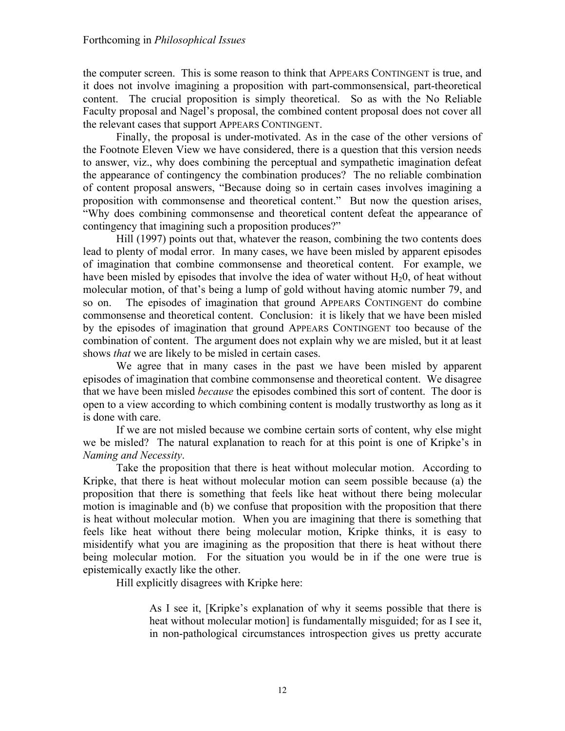the computer screen. This is some reason to think that APPEARS CONTINGENT is true, and it does not involve imagining a proposition with part-commonsensical, part-theoretical content. The crucial proposition is simply theoretical. So as with the No Reliable Faculty proposal and Nagel's proposal, the combined content proposal does not cover all the relevant cases that support APPEARS CONTINGENT.

Finally, the proposal is under-motivated. As in the case of the other versions of the Footnote Eleven View we have considered, there is a question that this version needs to answer, viz., why does combining the perceptual and sympathetic imagination defeat the appearance of contingency the combination produces? The no reliable combination of content proposal answers, "Because doing so in certain cases involves imagining a proposition with commonsense and theoretical content." But now the question arises, "Why does combining commonsense and theoretical content defeat the appearance of contingency that imagining such a proposition produces?"

Hill (1997) points out that, whatever the reason, combining the two contents does lead to plenty of modal error. In many cases, we have been misled by apparent episodes of imagination that combine commonsense and theoretical content. For example, we have been misled by episodes that involve the idea of water without $H_20$, of heat without molecular motion, of that's being a lump of gold without having atomic number 79, and so on. The episodes of imagination that ground APPEARS CONTINGENT do combine commonsense and theoretical content. Conclusion: it is likely that we have been misled by the episodes of imagination that ground APPEARS CONTINGENT too because of the combination of content. The argument does not explain why we are misled, but it at least shows *that* we are likely to be misled in certain cases.

We agree that in many cases in the past we have been misled by apparent episodes of imagination that combine commonsense and theoretical content. We disagree that we have been misled *because* the episodes combined this sort of content. The door is open to a view according to which combining content is modally trustworthy as long as it is done with care.

If we are not misled because we combine certain sorts of content, why else might we be misled? The natural explanation to reach for at this point is one of Kripke's in *Naming and Necessity*.

Take the proposition that there is heat without molecular motion. According to Kripke, that there is heat without molecular motion can seem possible because (a) the proposition that there is something that feels like heat without there being molecular motion is imaginable and (b) we confuse that proposition with the proposition that there is heat without molecular motion. When you are imagining that there is something that feels like heat without there being molecular motion, Kripke thinks, it is easy to misidentify what you are imagining as the proposition that there is heat without there being molecular motion. For the situation you would be in if the one were true is epistemically exactly like the other.

Hill explicitly disagrees with Kripke here:

> As I see it, [Kripke's explanation of why it seems possible that there is heat without molecular motion] is fundamentally misguided; for as I see it, in non-pathological circumstances introspection gives us pretty accurate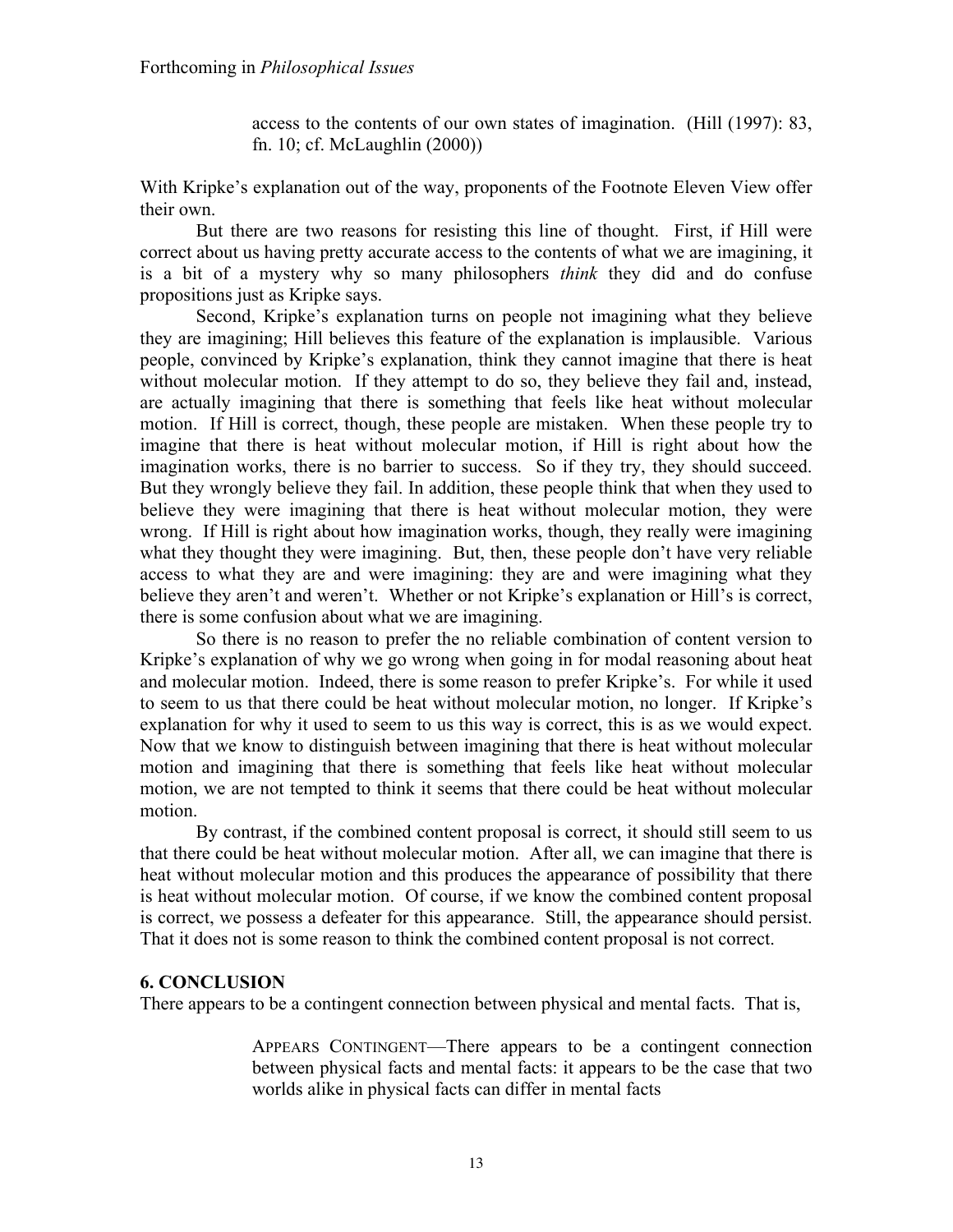> access to the contents of our own states of imagination. (Hill (1997): 83, fn. 10; cf. McLaughlin (2000))

With Kripke's explanation out of the way, proponents of the Footnote Eleven View offer their own.

But there are two reasons for resisting this line of thought. First, if Hill were correct about us having pretty accurate access to the contents of what we are imagining, it is a bit of a mystery why so many philosophers *think* they did and do confuse propositions just as Kripke says.

Second, Kripke's explanation turns on people not imagining what they believe they are imagining; Hill believes this feature of the explanation is implausible. Various people, convinced by Kripke's explanation, think they cannot imagine that there is heat without molecular motion. If they attempt to do so, they believe they fail and, instead, are actually imagining that there is something that feels like heat without molecular motion. If Hill is correct, though, these people are mistaken. When these people try to imagine that there is heat without molecular motion, if Hill is right about how the imagination works, there is no barrier to success. So if they try, they should succeed. But they wrongly believe they fail. In addition, these people think that when they used to believe they were imagining that there is heat without molecular motion, they were wrong. If Hill is right about how imagination works, though, they really were imagining what they thought they were imagining. But, then, these people don't have very reliable access to what they are and were imagining: they are and were imagining what they believe they aren't and weren't. Whether or not Kripke's explanation or Hill's is correct, there is some confusion about what we are imagining.

So there is no reason to prefer the no reliable combination of content version to Kripke's explanation of why we go wrong when going in for modal reasoning about heat and molecular motion. Indeed, there is some reason to prefer Kripke's. For while it used to seem to us that there could be heat without molecular motion, no longer. If Kripke's explanation for why it used to seem to us this way is correct, this is as we would expect. Now that we know to distinguish between imagining that there is heat without molecular motion and imagining that there is something that feels like heat without molecular motion, we are not tempted to think it seems that there could be heat without molecular motion.

By contrast, if the combined content proposal is correct, it should still seem to us that there could be heat without molecular motion. After all, we can imagine that there is heat without molecular motion and this produces the appearance of possibility that there is heat without molecular motion. Of course, if we know the combined content proposal is correct, we possess a defeater for this appearance. Still, the appearance should persist. That it does not is some reason to think the combined content proposal is not correct.

## 6. CONCLUSION

There appears to be a contingent connection between physical and mental facts. That is,

> APPEARS CONTINGENT—There appears to be a contingent connection between physical facts and mental facts: it appears to be the case that two worlds alike in physical facts can differ in mental facts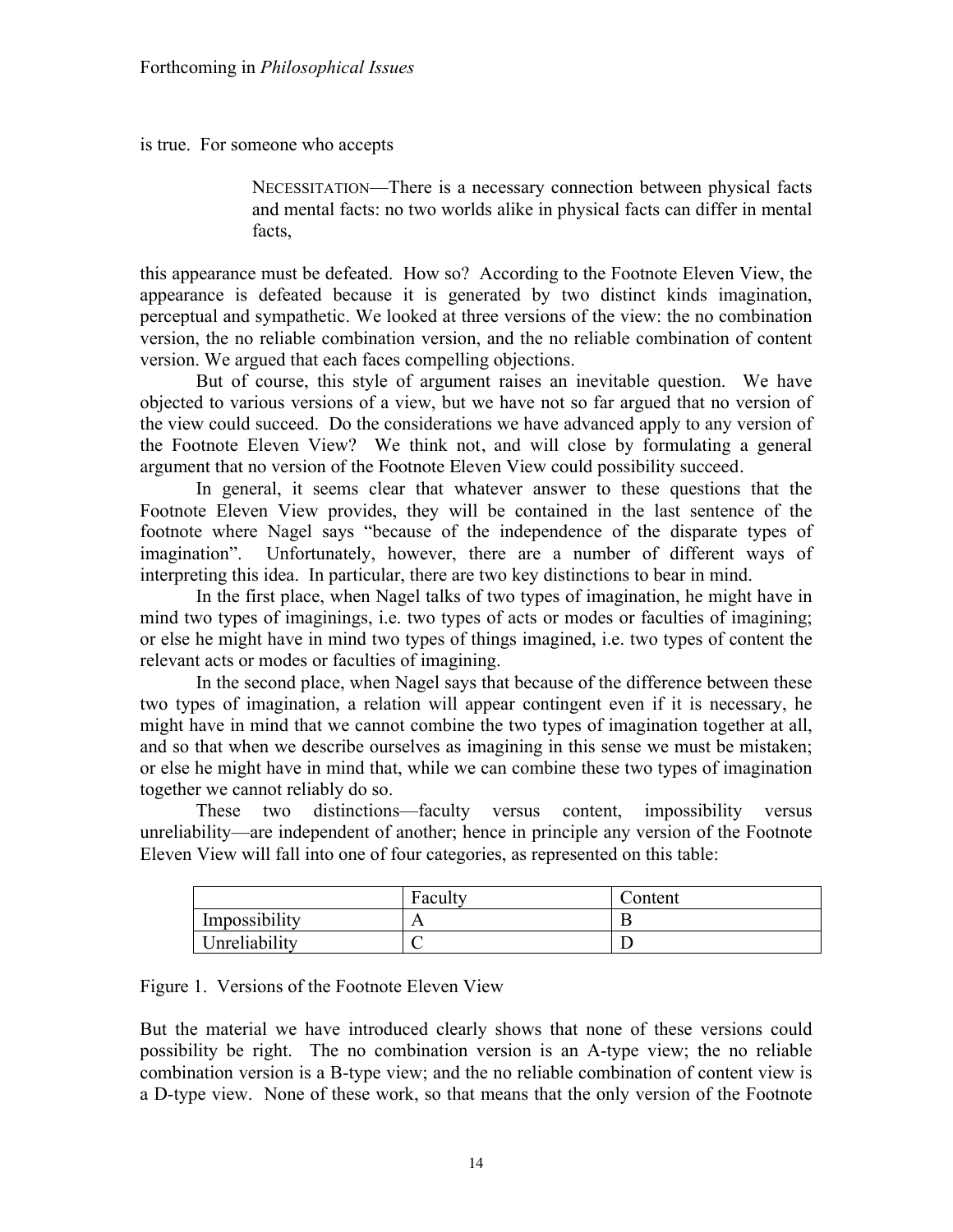is true. For someone who accepts

> NECESSITATION—There is a necessary connection between physical facts and mental facts: no two worlds alike in physical facts can differ in mental facts,

this appearance must be defeated. How so? According to the Footnote Eleven View, the appearance is defeated because it is generated by two distinct kinds imagination, perceptual and sympathetic. We looked at three versions of the view: the no combination version, the no reliable combination version, and the no reliable combination of content version. We argued that each faces compelling objections.

But of course, this style of argument raises an inevitable question. We have objected to various versions of a view, but we have not so far argued that no version of the view could succeed. Do the considerations we have advanced apply to any version of the Footnote Eleven View? We think not, and will close by formulating a general argument that no version of the Footnote Eleven View could possibility succeed.

In general, it seems clear that whatever answer to these questions that the Footnote Eleven View provides, they will be contained in the last sentence of the footnote where Nagel says "because of the independence of the disparate types of imagination". Unfortunately, however, there are a number of different ways of interpreting this idea. In particular, there are two key distinctions to bear in mind.

In the first place, when Nagel talks of two types of imagination, he might have in mind two types of imaginings, i.e. two types of acts or modes or faculties of imagining; or else he might have in mind two types of things imagined, i.e. two types of content the relevant acts or modes or faculties of imagining.

In the second place, when Nagel says that because of the difference between these two types of imagination, a relation will appear contingent even if it is necessary, he might have in mind that we cannot combine the two types of imagination together at all, and so that when we describe ourselves as imagining in this sense we must be mistaken; or else he might have in mind that, while we can combine these two types of imagination together we cannot reliably do so.

These two distinctions—faculty versus content, impossibility versus unreliability—are independent of another; hence in principle any version of the Footnote Eleven View will fall into one of four categories, as represented on this table:

| | Faculty | Content |
|---|---|---|
| Impossibility | A | B |
| Unreliability | C | D |

Figure 1. Versions of the Footnote Eleven View

But the material we have introduced clearly shows that none of these versions could possibility be right. The no combination version is an A-type view; the no reliable combination version is a B-type view; and the no reliable combination of content view is a D-type view. None of these work, so that means that the only version of the Footnote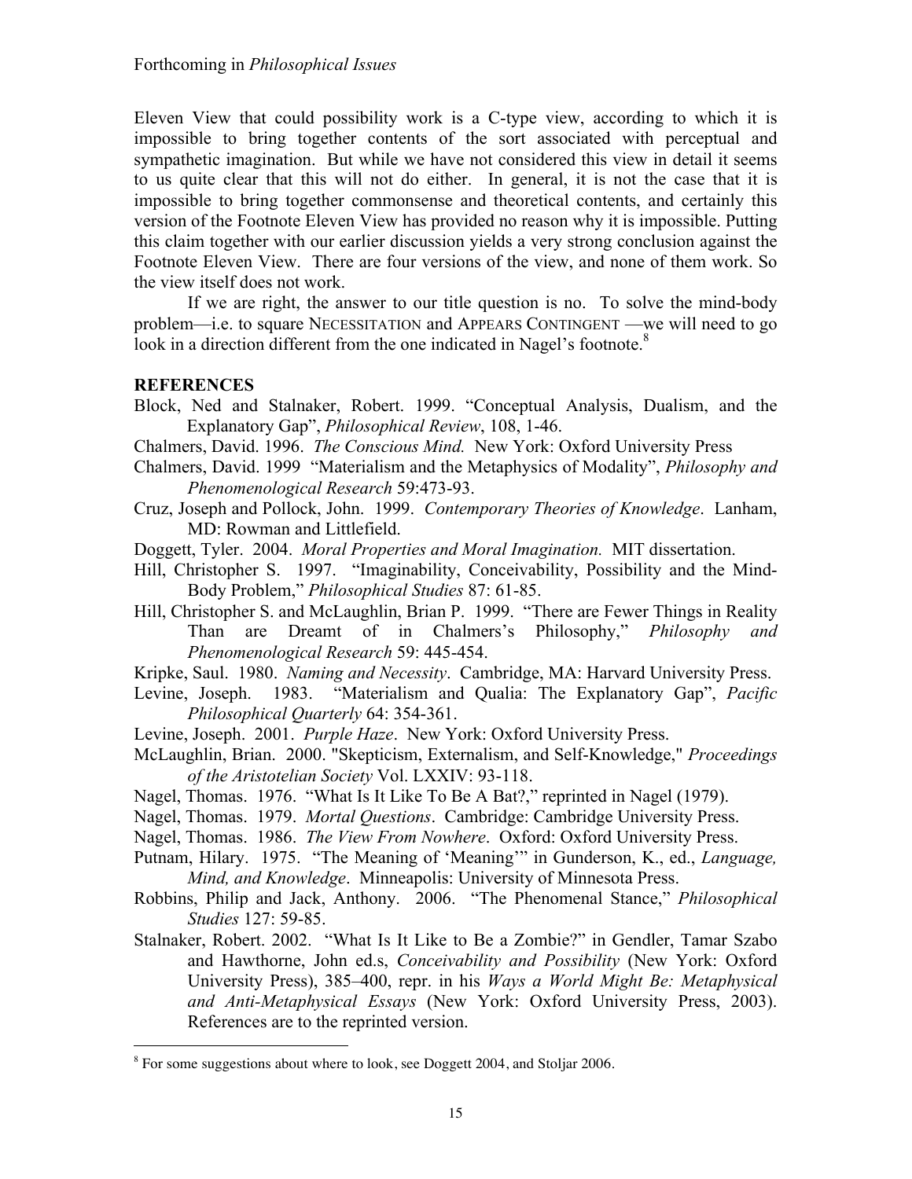Eleven View that could possibility work is a C-type view, according to which it is impossible to bring together contents of the sort associated with perceptual and sympathetic imagination. But while we have not considered this view in detail it seems to us quite clear that this will not do either. In general, it is not the case that it is impossible to bring together commonsense and theoretical contents, and certainly this version of the Footnote Eleven View has provided no reason why it is impossible. Putting this claim together with our earlier discussion yields a very strong conclusion against the Footnote Eleven View. There are four versions of the view, and none of them work. So the view itself does not work.

If we are right, the answer to our title question is no. To solve the mind-body problem—i.e. to square NECESSITATION and APPEARS CONTINGENT —we will need to go look in a direction different from the one indicated in Nagel's footnote.[8]

**REFERENCES**

Block, Ned and Stalnaker, Robert. 1999. "Conceptual Analysis, Dualism, and the Explanatory Gap", *Philosophical Review*, 108, 1-46.

Chalmers, David. 1996. *The Conscious Mind.* New York: Oxford University Press

Chalmers, David. 1999 "Materialism and the Metaphysics of Modality", *Philosophy and Phenomenological Research* 59:473-93.

Cruz, Joseph and Pollock, John. 1999. *Contemporary Theories of Knowledge*. Lanham, MD: Rowman and Littlefield.

Doggett, Tyler. 2004. *Moral Properties and Moral Imagination.* MIT dissertation.

Hill, Christopher S. 1997. "Imaginability, Conceivability, Possibility and the Mind-Body Problem," *Philosophical Studies* 87: 61-85.

Hill, Christopher S. and McLaughlin, Brian P. 1999. "There are Fewer Things in Reality Than are Dreamt of in Chalmers's Philosophy," *Philosophy and Phenomenological Research* 59: 445-454.

Kripke, Saul. 1980. *Naming and Necessity*. Cambridge, MA: Harvard University Press.

Levine, Joseph. 1983. "Materialism and Qualia: The Explanatory Gap", *Pacific Philosophical Quarterly* 64: 354-361.

Levine, Joseph. 2001. *Purple Haze*. New York: Oxford University Press.

McLaughlin, Brian. 2000. "Skepticism, Externalism, and Self-Knowledge," *Proceedings of the Aristotelian Society* Vol. LXXIV: 93-118.

Nagel, Thomas. 1976. "What Is It Like To Be A Bat?," reprinted in Nagel (1979).

Nagel, Thomas. 1979. *Mortal Questions*. Cambridge: Cambridge University Press.

Nagel, Thomas. 1986. *The View From Nowhere*. Oxford: Oxford University Press.

Putnam, Hilary. 1975. "The Meaning of 'Meaning'" in Gunderson, K., ed., *Language, Mind, and Knowledge*. Minneapolis: University of Minnesota Press.

Robbins, Philip and Jack, Anthony. 2006. "The Phenomenal Stance," *Philosophical Studies* 127: 59-85.

Stalnaker, Robert. 2002. "What Is It Like to Be a Zombie?" in Gendler, Tamar Szabo and Hawthorne, John ed.s, *Conceivability and Possibility* (New York: Oxford University Press), 385–400, repr. in his *Ways a World Might Be: Metaphysical and Anti-Metaphysical Essays* (New York: Oxford University Press, 2003). References are to the reprinted version.

---

[8] For some suggestions about where to look, see Doggett 2004, and Stoljar 2006.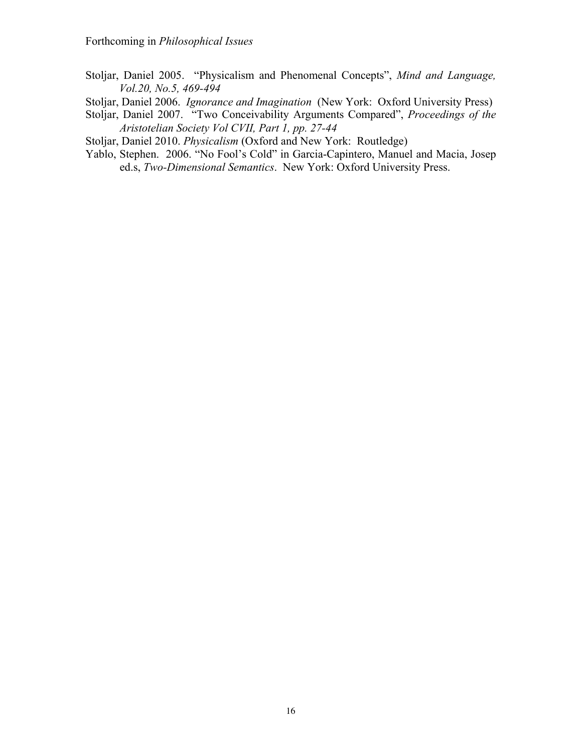Stoljar, Daniel 2005. "Physicalism and Phenomenal Concepts", *Mind and Language, Vol.20, No.5, 469-494*

Stoljar, Daniel 2006. *Ignorance and Imagination* (New York: Oxford University Press)

Stoljar, Daniel 2007. "Two Conceivability Arguments Compared", *Proceedings of the Aristotelian Society Vol CVII, Part 1, pp. 27-44*

Stoljar, Daniel 2010. *Physicalism* (Oxford and New York: Routledge)

Yablo, Stephen. 2006. "No Fool's Cold" in Garcia-Capintero, Manuel and Macia, Josep ed.s, *Two-Dimensional Semantics*. New York: Oxford University Press.